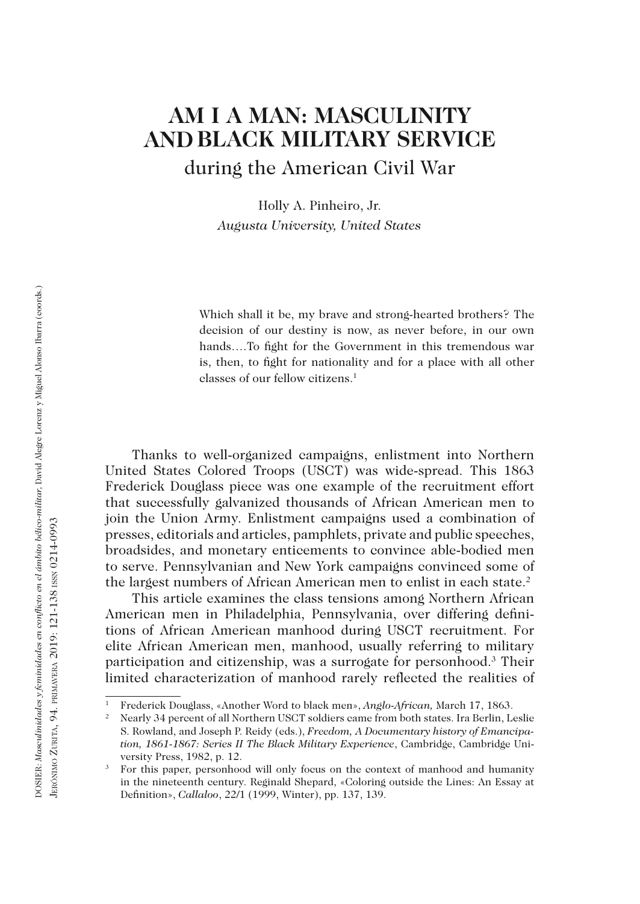# AM I A MAN: MASCULINITY AND BLACK MILITARY SERVICE

## during the American Civil War

Holly A. Pinheiro, Jr.

*Augusta University, United States*

> Which shall it be, my brave and strong-hearted brothers? The decision of our destiny is now, as never before, in our own hands….To fight for the Government in this tremendous war is, then, to fight for nationality and for a place with all other classes of our fellow citizens.[1]

Thanks to well-organized campaigns, enlistment into Northern United States Colored Troops (USCT) was wide-spread. This 1863 Frederick Douglass piece was one example of the recruitment effort that successfully galvanized thousands of African American men to join the Union Army. Enlistment campaigns used a combination of presses, editorials and articles, pamphlets, private and public speeches, broadsides, and monetary enticements to convince able-bodied men to serve. Pennsylvanian and New York campaigns convinced some of the largest numbers of African American men to enlist in each state.[2]

This article examines the class tensions among Northern African American men in Philadelphia, Pennsylvania, over differing definitions of African American manhood during USCT recruitment. For elite African American men, manhood, usually referring to military participation and citizenship, was a surrogate for personhood.[3] Their limited characterization of manhood rarely reflected the realities of

---

[1] Frederick Douglass, «Another Word to black men», *Anglo-African,* March 17, 1863.

[2] Nearly 34 percent of all Northern USCT soldiers came from both states. Ira Berlin, Leslie S. Rowland, and Joseph P. Reidy (eds.), *Freedom, A Documentary history of Emancipation, 1861-1867: Series II The Black Military Experience*, Cambridge, Cambridge University Press, 1982, p. 12.

[3] For this paper, personhood will only focus on the context of manhood and humanity in the nineteenth century. Reginald Shepard, «Coloring outside the Lines: An Essay at Definition», *Callaloo*, 22/1 (1999, Winter), pp. 137, 139.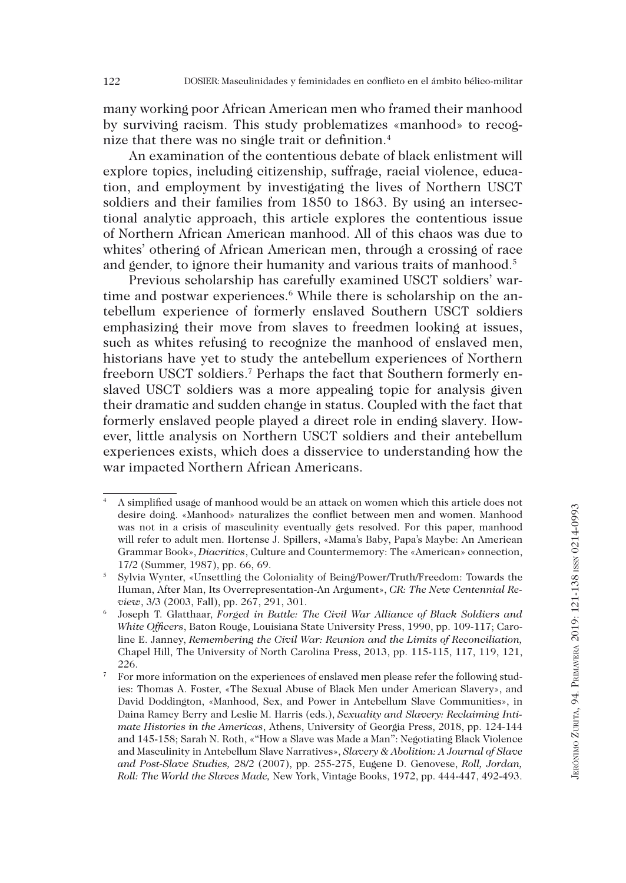many working poor African American men who framed their manhood by surviving racism. This study problematizes «manhood» to recognize that there was no single trait or definition.[4]

An examination of the contentious debate of black enlistment will explore topics, including citizenship, suffrage, racial violence, education, and employment by investigating the lives of Northern USCT soldiers and their families from 1850 to 1863. By using an intersectional analytic approach, this article explores the contentious issue of Northern African American manhood. All of this chaos was due to whites' othering of African American men, through a crossing of race and gender, to ignore their humanity and various traits of manhood.[5]

Previous scholarship has carefully examined USCT soldiers' wartime and postwar experiences.[6] While there is scholarship on the antebellum experience of formerly enslaved Southern USCT soldiers emphasizing their move from slaves to freedmen looking at issues, such as whites refusing to recognize the manhood of enslaved men, historians have yet to study the antebellum experiences of Northern freeborn USCT soldiers.[7] Perhaps the fact that Southern formerly enslaved USCT soldiers was a more appealing topic for analysis given their dramatic and sudden change in status. Coupled with the fact that formerly enslaved people played a direct role in ending slavery. However, little analysis on Northern USCT soldiers and their antebellum experiences exists, which does a disservice to understanding how the war impacted Northern African Americans.

---

[4] A simplified usage of manhood would be an attack on women which this article does not desire doing. «Manhood» naturalizes the conflict between men and women. Manhood was not in a crisis of masculinity eventually gets resolved. For this paper, manhood will refer to adult men. Hortense J. Spillers, «Mama's Baby, Papa's Maybe: An American Grammar Book», *Diacritics*, Culture and Countermemory: The «American» connection, 17/2 (Summer, 1987), pp. 66, 69.

[5] Sylvia Wynter, «Unsettling the Coloniality of Being/Power/Truth/Freedom: Towards the Human, After Man, Its Overrepresentation-An Argument», *CR: The New Centennial Review*, 3/3 (2003, Fall), pp. 267, 291, 301.

[6] Joseph T. Glatthaar, *Forged in Battle: The Civil War Alliance of Black Soldiers and White Officers*, Baton Rouge, Louisiana State University Press, 1990, pp. 109-117; Caroline E. Janney, *Remembering the Civil War: Reunion and the Limits of Reconciliation,* Chapel Hill, The University of North Carolina Press, 2013, pp. 115-115, 117, 119, 121, 226.

[7] For more information on the experiences of enslaved men please refer the following studies: Thomas A. Foster, «The Sexual Abuse of Black Men under American Slavery», and David Doddington, «Manhood, Sex, and Power in Antebellum Slave Communities», in Daina Ramey Berry and Leslie M. Harris (eds.), *Sexuality and Slavery: Reclaiming Intimate Histories in the Americas*, Athens, University of Georgia Press, 2018, pp. 124-144 and 145-158; Sarah N. Roth, «"How a Slave was Made a Man": Negotiating Black Violence and Masculinity in Antebellum Slave Narratives», *Slavery & Abolition: A Journal of Slave and Post-Slave Studies,* 28/2 (2007), pp. 255-275, Eugene D. Genovese, *Roll, Jordan, Roll: The World the Slaves Made,* New York, Vintage Books, 1972, pp. 444-447, 492-493.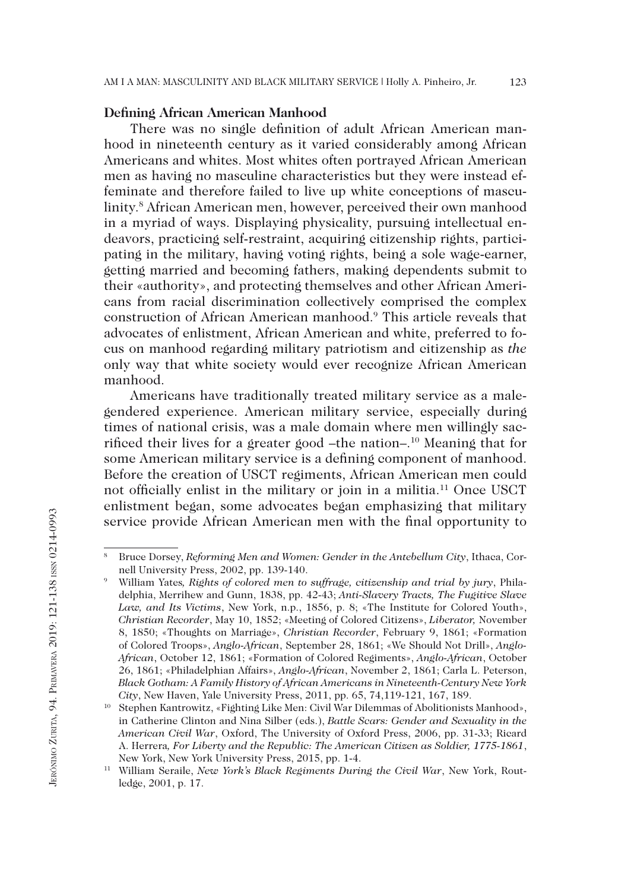**Defining African American Manhood**

There was no single definition of adult African American manhood in nineteenth century as it varied considerably among African Americans and whites. Most whites often portrayed African American men as having no masculine characteristics but they were instead effeminate and therefore failed to live up white conceptions of masculinity.[8] African American men, however, perceived their own manhood in a myriad of ways. Displaying physicality, pursuing intellectual endeavors, practicing self-restraint, acquiring citizenship rights, participating in the military, having voting rights, being a sole wage-earner, getting married and becoming fathers, making dependents submit to their «authority», and protecting themselves and other African Americans from racial discrimination collectively comprised the complex construction of African American manhood.[9] This article reveals that advocates of enlistment, African American and white, preferred to focus on manhood regarding military patriotism and citizenship as *the* only way that white society would ever recognize African American manhood.

Americans have traditionally treated military service as a male-gendered experience. American military service, especially during times of national crisis, was a male domain where men willingly sacrificed their lives for a greater good –the nation–.[10] Meaning that for some American military service is a defining component of manhood. Before the creation of USCT regiments, African American men could not officially enlist in the military or join in a militia.[11] Once USCT enlistment began, some advocates began emphasizing that military service provide African American men with the final opportunity to

---

[8] Bruce Dorsey, *Reforming Men and Women: Gender in the Antebellum City*, Ithaca, Cornell University Press, 2002, pp. 139-140.

[9] William Yates*, Rights of colored men to suffrage, citizenship and trial by jury*, Philadelphia, Merrihew and Gunn, 1838, pp. 42-43; *Anti-Slavery Tracts, The Fugitive Slave Law, and Its Victims*, New York, n.p., 1856, p. 8; «The Institute for Colored Youth», *Christian Recorder*, May 10, 1852; «Meeting of Colored Citizens», *Liberator,* November 8, 1850; «Thoughts on Marriage», *Christian Recorder*, February 9, 1861; «Formation of Colored Troops», *Anglo-African*, September 28, 1861; «We Should Not Drill», *Anglo-African*, October 12, 1861; «Formation of Colored Regiments», *Anglo-African*, October 26, 1861; «Philadelphian Affairs», *Anglo-African*, November 2, 1861; Carla L. Peterson, *Black Gotham: A Family History of African Americans in Nineteenth-Century New York City*, New Haven, Yale University Press, 2011, pp. 65, 74,119-121, 167, 189.

[10] Stephen Kantrowitz, «Fighting Like Men: Civil War Dilemmas of Abolitionists Manhood», in Catherine Clinton and Nina Silber (eds.), *Battle Scars: Gender and Sexuality in the American Civil War*, Oxford, The University of Oxford Press, 2006, pp. 31-33; Ricard A. Herrera*, For Liberty and the Republic: The American Citizen as Soldier, 1775-1861*, New York, New York University Press, 2015, pp. 1-4.

[11] William Seraile, *New York's Black Regiments During the Civil War*, New York, Routledge, 2001, p. 17.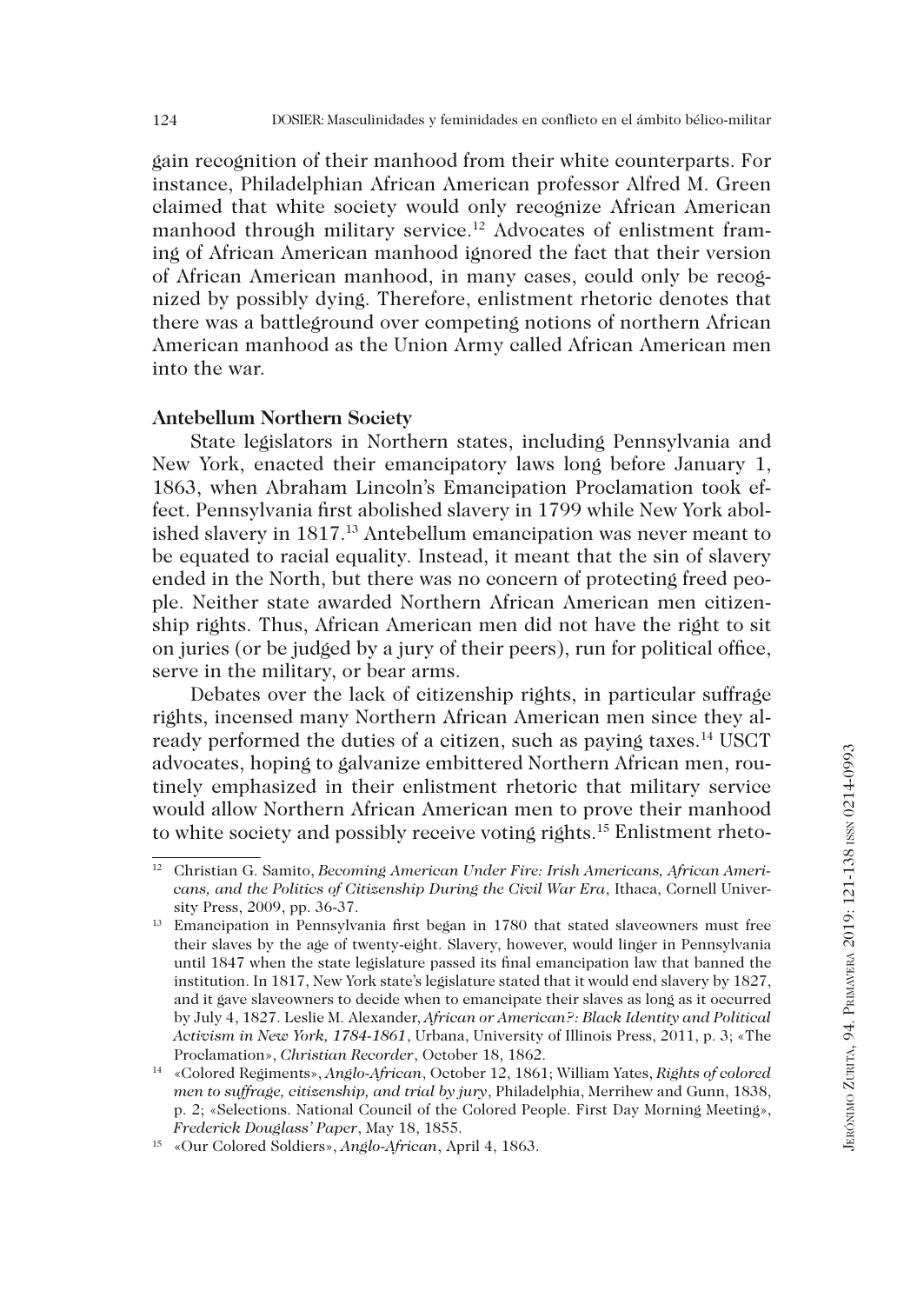gain recognition of their manhood from their white counterparts. For instance, Philadelphian African American professor Alfred M. Green claimed that white society would only recognize African American manhood through military service.[12] Advocates of enlistment framing of African American manhood ignored the fact that their version of African American manhood, in many cases, could only be recognized by possibly dying. Therefore, enlistment rhetoric denotes that there was a battleground over competing notions of northern African American manhood as the Union Army called African American men into the war.

**Antebellum Northern Society**

State legislators in Northern states, including Pennsylvania and New York, enacted their emancipatory laws long before January 1, 1863, when Abraham Lincoln's Emancipation Proclamation took effect. Pennsylvania first abolished slavery in 1799 while New York abolished slavery in 1817.[13] Antebellum emancipation was never meant to be equated to racial equality. Instead, it meant that the sin of slavery ended in the North, but there was no concern of protecting freed people. Neither state awarded Northern African American men citizenship rights. Thus, African American men did not have the right to sit on juries (or be judged by a jury of their peers), run for political office, serve in the military, or bear arms.

Debates over the lack of citizenship rights, in particular suffrage rights, incensed many Northern African American men since they already performed the duties of a citizen, such as paying taxes.[14] USCT advocates, hoping to galvanize embittered Northern African men, routinely emphasized in their enlistment rhetoric that military service would allow Northern African American men to prove their manhood to white society and possibly receive voting rights.[15] Enlistment rheto-

---

[12] Christian G. Samito, *Becoming American Under Fire: Irish Americans, African Americans, and the Politics of Citizenship During the Civil War Era*, Ithaca, Cornell University Press, 2009, pp. 36-37.

[13] Emancipation in Pennsylvania first began in 1780 that stated slaveowners must free their slaves by the age of twenty-eight. Slavery, however, would linger in Pennsylvania until 1847 when the state legislature passed its final emancipation law that banned the institution. In 1817, New York state's legislature stated that it would end slavery by 1827, and it gave slaveowners to decide when to emancipate their slaves as long as it occurred by July 4, 1827. Leslie M. Alexander, *African or American?: Black Identity and Political Activism in New York, 1784-1861*, Urbana, University of Illinois Press, 2011, p. 3; «The Proclamation», *Christian Recorder*, October 18, 1862.

[14] «Colored Regiments», *Anglo-African*, October 12, 1861; William Yates, *Rights of colored men to suffrage, citizenship, and trial by jury*, Philadelphia, Merrihew and Gunn, 1838, p. 2; «Selections. National Council of the Colored People. First Day Morning Meeting», *Frederick Douglass' Paper*, May 18, 1855.

[15] «Our Colored Soldiers», *Anglo-African*, April 4, 1863.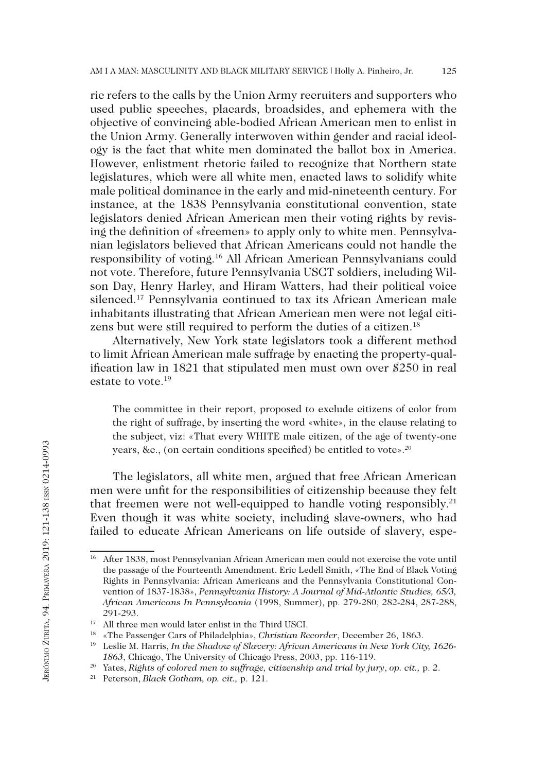ric refers to the calls by the Union Army recruiters and supporters who used public speeches, placards, broadsides, and ephemera with the objective of convincing able-bodied African American men to enlist in the Union Army. Generally interwoven within gender and racial ideology is the fact that white men dominated the ballot box in America. However, enlistment rhetoric failed to recognize that Northern state legislatures, which were all white men, enacted laws to solidify white male political dominance in the early and mid-nineteenth century. For instance, at the 1838 Pennsylvania constitutional convention, state legislators denied African American men their voting rights by revising the definition of «freemen» to apply only to white men. Pennsylvanian legislators believed that African Americans could not handle the responsibility of voting.[16] All African American Pennsylvanians could not vote. Therefore, future Pennsylvania USCT soldiers, including Wilson Day, Henry Harley, and Hiram Watters, had their political voice silenced.[17] Pennsylvania continued to tax its African American male inhabitants illustrating that African American men were not legal citizens but were still required to perform the duties of a citizen.[18]

Alternatively, New York state legislators took a different method to limit African American male suffrage by enacting the property-qualification law in 1821 that stipulated men must own over $250 in real estate to vote.[19]

> The committee in their report, proposed to exclude citizens of color from the right of suffrage, by inserting the word «white», in the clause relating to the subject, viz: «That every WHITE male citizen, of the age of twenty-one years, &c., (on certain conditions specified) be entitled to vote».[20]

The legislators, all white men, argued that free African American men were unfit for the responsibilities of citizenship because they felt that freemen were not well-equipped to handle voting responsibly.[21] Even though it was white society, including slave-owners, who had failed to educate African Americans on life outside of slavery, espe-

---

[16] After 1838, most Pennsylvanian African American men could not exercise the vote until the passage of the Fourteenth Amendment. Eric Ledell Smith, «The End of Black Voting Rights in Pennsylvania: African Americans and the Pennsylvania Constitutional Convention of 1837-1838», *Pennsylvania History: A Journal of Mid-Atlantic Studies, 65/3, African Americans In Pennsylvania* (1998, Summer), pp. 279-280, 282-284, 287-288, 291-293.

[17] All three men would later enlist in the Third USCI.

[18] «The Passenger Cars of Philadelphia», *Christian Recorder*, December 26, 1863.

[19] Leslie M. Harris, *In the Shadow of Slavery: African Americans in New York City, 1626-1863*, Chicago, The University of Chicago Press, 2003, pp. 116-119.

[20] Yates, *Rights of colored men to suffrage, citizenship and trial by jury*, *op. cit.,* p. 2.

[21] Peterson, *Black Gotham, op. cit.,* p. 121.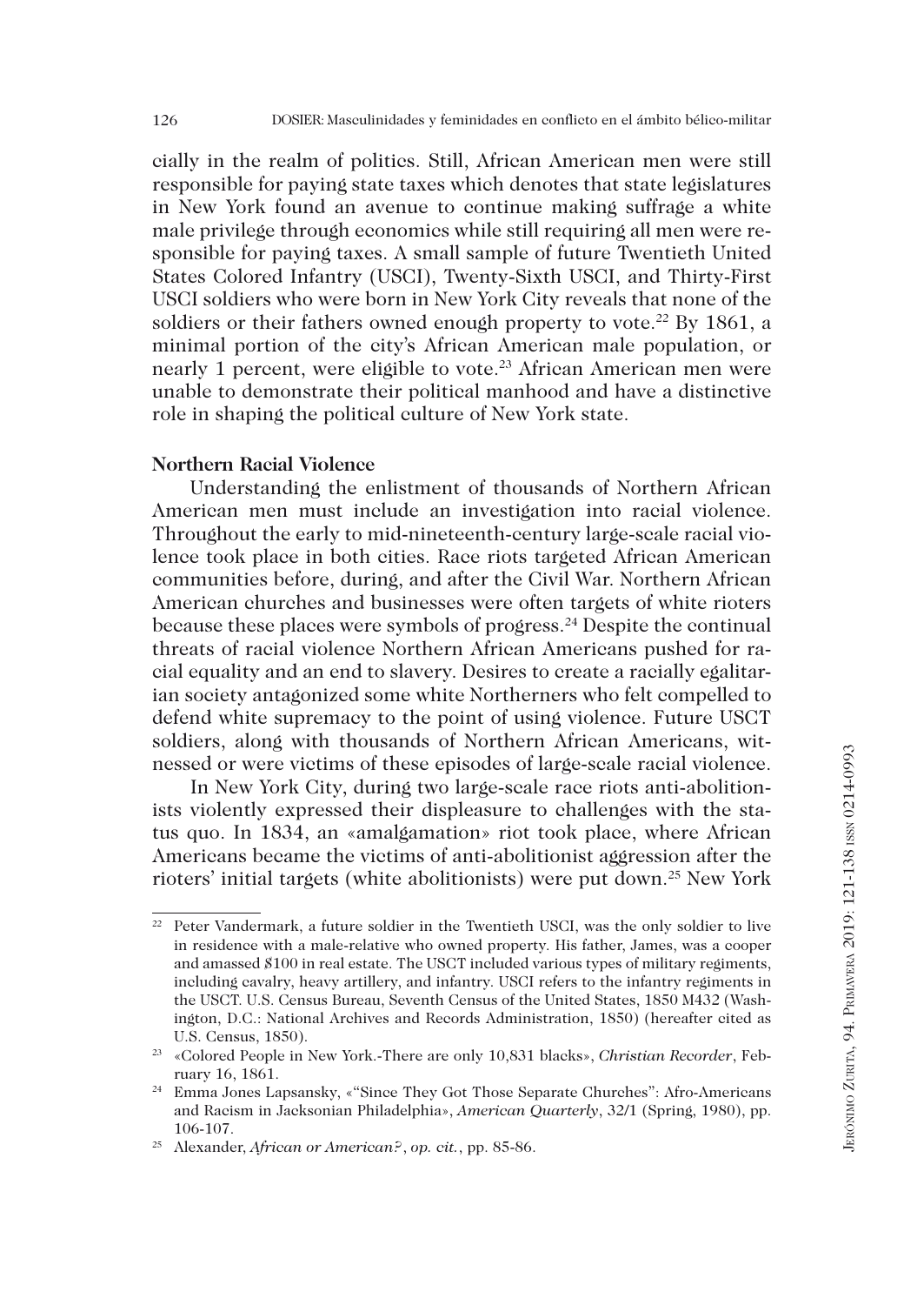cially in the realm of politics. Still, African American men were still responsible for paying state taxes which denotes that state legislatures in New York found an avenue to continue making suffrage a white male privilege through economics while still requiring all men were responsible for paying taxes. A small sample of future Twentieth United States Colored Infantry (USCI), Twenty-Sixth USCI, and Thirty-First USCI soldiers who were born in New York City reveals that none of the soldiers or their fathers owned enough property to vote.[22] By 1861, a minimal portion of the city's African American male population, or nearly 1 percent, were eligible to vote.[23] African American men were unable to demonstrate their political manhood and have a distinctive role in shaping the political culture of New York state.

**Northern Racial Violence**

Understanding the enlistment of thousands of Northern African American men must include an investigation into racial violence. Throughout the early to mid-nineteenth-century large-scale racial violence took place in both cities. Race riots targeted African American communities before, during, and after the Civil War. Northern African American churches and businesses were often targets of white rioters because these places were symbols of progress.[24] Despite the continual threats of racial violence Northern African Americans pushed for racial equality and an end to slavery. Desires to create a racially egalitarian society antagonized some white Northerners who felt compelled to defend white supremacy to the point of using violence. Future USCT soldiers, along with thousands of Northern African Americans, witnessed or were victims of these episodes of large-scale racial violence.

In New York City, during two large-scale race riots anti-abolitionists violently expressed their displeasure to challenges with the status quo. In 1834, an «amalgamation» riot took place, where African Americans became the victims of anti-abolitionist aggression after the rioters' initial targets (white abolitionists) were put down.[25] New York

---

[22] Peter Vandermark, a future soldier in the Twentieth USCI, was the only soldier to live in residence with a male-relative who owned property. His father, James, was a cooper and amassed $100 in real estate. The USCT included various types of military regiments, including cavalry, heavy artillery, and infantry. USCI refers to the infantry regiments in the USCT. U.S. Census Bureau, Seventh Census of the United States, 1850 M432 (Washington, D.C.: National Archives and Records Administration, 1850) (hereafter cited as U.S. Census, 1850).

[23] «Colored People in New York.-There are only 10,831 blacks», *Christian Recorder*, February 16, 1861.

[24] Emma Jones Lapsansky, «"Since They Got Those Separate Churches": Afro-Americans and Racism in Jacksonian Philadelphia», *American Quarterly*, 32/1 (Spring, 1980), pp. 106-107.

[25] Alexander, *African or American?*, *op. cit.*, pp. 85-86.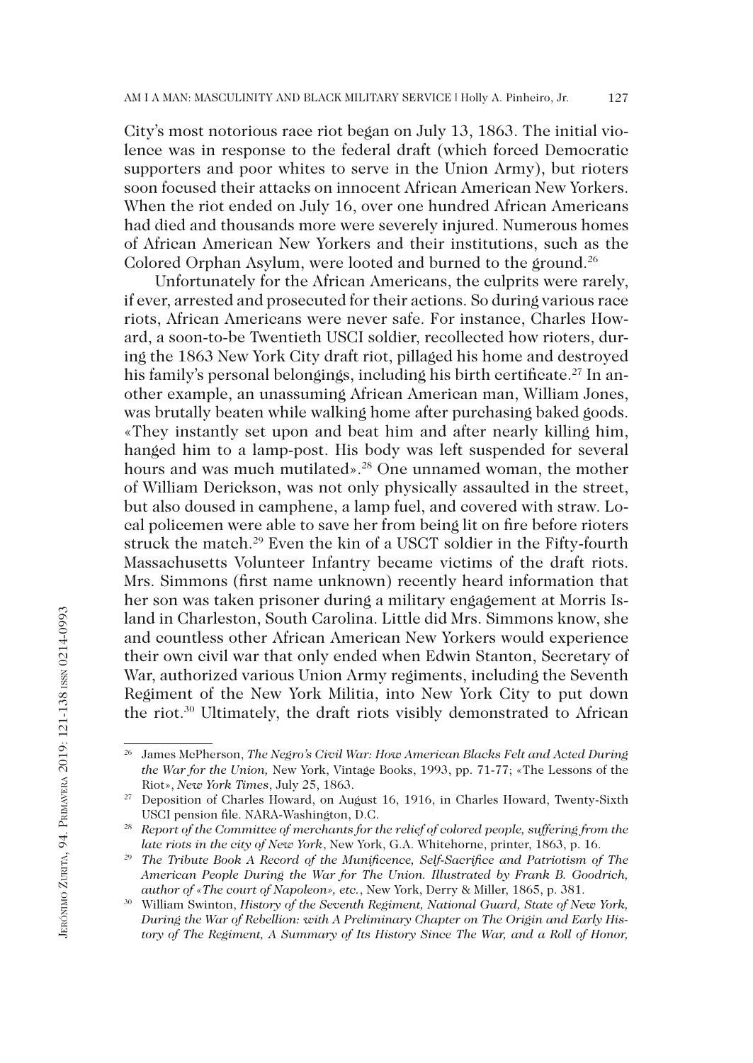City's most notorious race riot began on July 13, 1863. The initial violence was in response to the federal draft (which forced Democratic supporters and poor whites to serve in the Union Army), but rioters soon focused their attacks on innocent African American New Yorkers. When the riot ended on July 16, over one hundred African Americans had died and thousands more were severely injured. Numerous homes of African American New Yorkers and their institutions, such as the Colored Orphan Asylum, were looted and burned to the ground.[26]

Unfortunately for the African Americans, the culprits were rarely, if ever, arrested and prosecuted for their actions. So during various race riots, African Americans were never safe. For instance, Charles Howard, a soon-to-be Twentieth USCI soldier, recollected how rioters, during the 1863 New York City draft riot, pillaged his home and destroyed his family's personal belongings, including his birth certificate.[27] In another example, an unassuming African American man, William Jones, was brutally beaten while walking home after purchasing baked goods. «They instantly set upon and beat him and after nearly killing him, hanged him to a lamp-post. His body was left suspended for several hours and was much mutilated».[28] One unnamed woman, the mother of William Derickson, was not only physically assaulted in the street, but also doused in camphene, a lamp fuel, and covered with straw. Local policemen were able to save her from being lit on fire before rioters struck the match.[29] Even the kin of a USCT soldier in the Fifty-fourth Massachusetts Volunteer Infantry became victims of the draft riots. Mrs. Simmons (first name unknown) recently heard information that her son was taken prisoner during a military engagement at Morris Island in Charleston, South Carolina. Little did Mrs. Simmons know, she and countless other African American New Yorkers would experience their own civil war that only ended when Edwin Stanton, Secretary of War, authorized various Union Army regiments, including the Seventh Regiment of the New York Militia, into New York City to put down the riot.[30] Ultimately, the draft riots visibly demonstrated to African

---

[26] James McPherson, *The Negro's Civil War: How American Blacks Felt and Acted During the War for the Union,* New York, Vintage Books, 1993, pp. 71-77; «The Lessons of the Riot», *New York Times*, July 25, 1863.

[27] Deposition of Charles Howard, on August 16, 1916, in Charles Howard, Twenty-Sixth USCI pension file. NARA-Washington, D.C.

[28] *Report of the Committee of merchants for the relief of colored people, suffering from the late riots in the city of New York*, New York, G.A. Whitehorne, printer, 1863, p. 16.

[29] *The Tribute Book A Record of the Munificence, Self-Sacrifice and Patriotism of The American People During the War for The Union. Illustrated by Frank B. Goodrich, author of «The court of Napoleon», etc.*, New York, Derry & Miller, 1865, p. 381.

[30] William Swinton, *History of the Seventh Regiment, National Guard, State of New York, During the War of Rebellion: with A Preliminary Chapter on The Origin and Early History of The Regiment, A Summary of Its History Since The War, and a Roll of Honor,*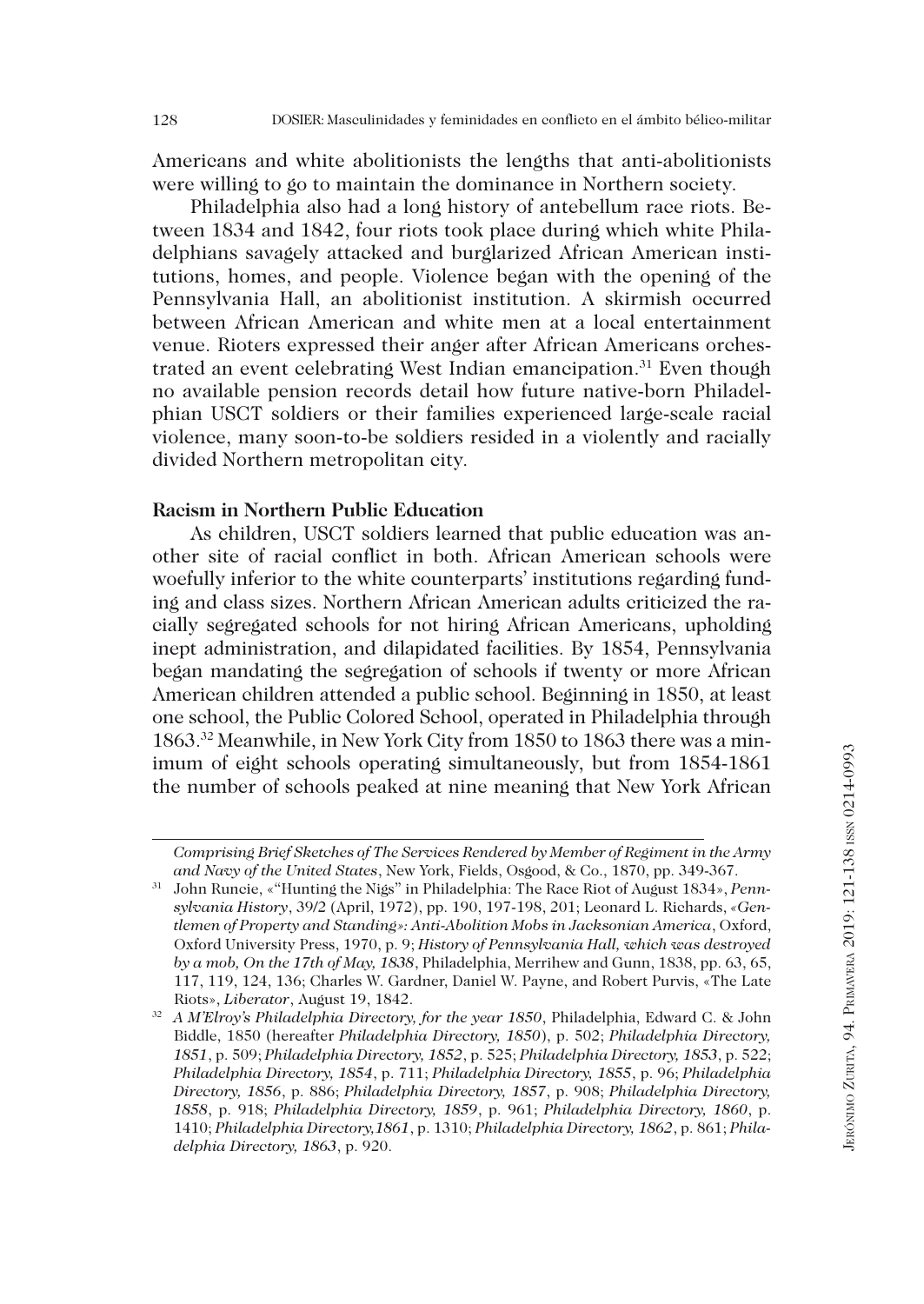Americans and white abolitionists the lengths that anti-abolitionists were willing to go to maintain the dominance in Northern society.

Philadelphia also had a long history of antebellum race riots. Between 1834 and 1842, four riots took place during which white Philadelphians savagely attacked and burglarized African American institutions, homes, and people. Violence began with the opening of the Pennsylvania Hall, an abolitionist institution. A skirmish occurred between African American and white men at a local entertainment venue. Rioters expressed their anger after African Americans orchestrated an event celebrating West Indian emancipation.[31] Even though no available pension records detail how future native-born Philadelphian USCT soldiers or their families experienced large-scale racial violence, many soon-to-be soldiers resided in a violently and racially divided Northern metropolitan city.

**Racism in Northern Public Education**

As children, USCT soldiers learned that public education was another site of racial conflict in both. African American schools were woefully inferior to the white counterparts' institutions regarding funding and class sizes. Northern African American adults criticized the racially segregated schools for not hiring African Americans, upholding inept administration, and dilapidated facilities. By 1854, Pennsylvania began mandating the segregation of schools if twenty or more African American children attended a public school. Beginning in 1850, at least one school, the Public Colored School, operated in Philadelphia through 1863.[32] Meanwhile, in New York City from 1850 to 1863 there was a minimum of eight schools operating simultaneously, but from 1854-1861 the number of schools peaked at nine meaning that New York African

---

*Comprising Brief Sketches of The Services Rendered by Member of Regiment in the Army and Navy of the United States*, New York, Fields, Osgood, & Co., 1870, pp. 349-367.

[31] John Runcie, «"Hunting the Nigs" in Philadelphia: The Race Riot of August 1834», *Pennsylvania History*, 39/2 (April, 1972), pp. 190, 197-198, 201; Leonard L. Richards, *«Gentlemen of Property and Standing»: Anti-Abolition Mobs in Jacksonian America*, Oxford, Oxford University Press, 1970, p. 9; *History of Pennsylvania Hall, which was destroyed by a mob, On the 17th of May, 1838*, Philadelphia, Merrihew and Gunn, 1838, pp. 63, 65, 117, 119, 124, 136; Charles W. Gardner, Daniel W. Payne, and Robert Purvis, «The Late Riots», *Liberator*, August 19, 1842.

[32] *A M'Elroy's Philadelphia Directory, for the year 1850*, Philadelphia, Edward C. & John Biddle, 1850 (hereafter *Philadelphia Directory, 1850*), p. 502; *Philadelphia Directory, 1851*, p. 509; *Philadelphia Directory, 1852*, p. 525; *Philadelphia Directory, 1853*, p. 522; *Philadelphia Directory, 1854*, p. 711; *Philadelphia Directory, 1855*, p. 96; *Philadelphia Directory, 1856*, p. 886; *Philadelphia Directory, 1857*, p. 908; *Philadelphia Directory, 1858*, p. 918; *Philadelphia Directory, 1859*, p. 961; *Philadelphia Directory, 1860*, p. 1410; *Philadelphia Directory,1861*, p. 1310; *Philadelphia Directory, 1862*, p. 861; *Philadelphia Directory, 1863*, p. 920.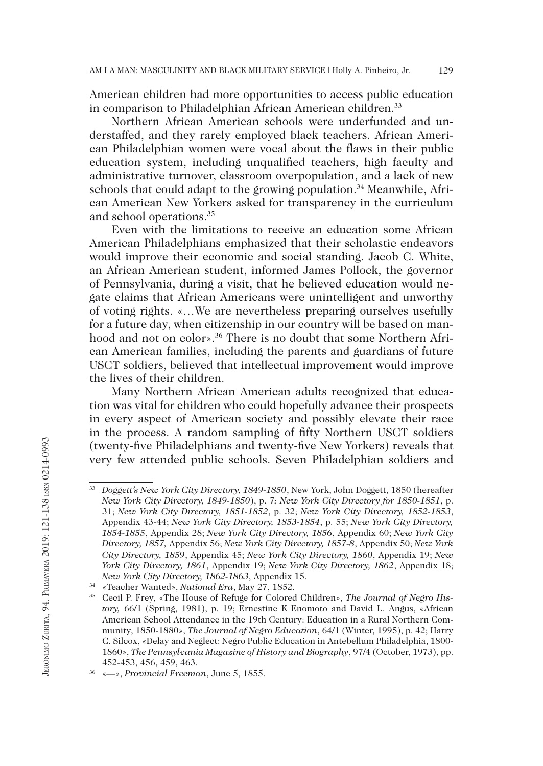American children had more opportunities to access public education in comparison to Philadelphian African American children.[33]

Northern African American schools were underfunded and understaffed, and they rarely employed black teachers. African American Philadelphian women were vocal about the flaws in their public education system, including unqualified teachers, high faculty and administrative turnover, classroom overpopulation, and a lack of new schools that could adapt to the growing population.[34] Meanwhile, African American New Yorkers asked for transparency in the curriculum and school operations.[35]

Even with the limitations to receive an education some African American Philadelphians emphasized that their scholastic endeavors would improve their economic and social standing. Jacob C. White, an African American student, informed James Pollock, the governor of Pennsylvania, during a visit, that he believed education would negate claims that African Americans were unintelligent and unworthy of voting rights. «…We are nevertheless preparing ourselves usefully for a future day, when citizenship in our country will be based on manhood and not on color».[36] There is no doubt that some Northern African American families, including the parents and guardians of future USCT soldiers, believed that intellectual improvement would improve the lives of their children.

Many Northern African American adults recognized that education was vital for children who could hopefully advance their prospects in every aspect of American society and possibly elevate their race in the process. A random sampling of fifty Northern USCT soldiers (twenty-five Philadelphians and twenty-five New Yorkers) reveals that very few attended public schools. Seven Philadelphian soldiers and

---

[33] *Doggett's New York City Directory, 1849-1850*, New York, John Doggett, 1850 (hereafter *New York City Directory, 1849-1850*), p. 7*; New York City Directory for 1850-1851*, p. 31; *New York City Directory, 1851-1852*, p. 32; *New York City Directory, 1852-1853*, Appendix 43-44; *New York City Directory, 1853-1854*, p. 55; *New York City Directory, 1854-1855*, Appendix 28; *New York City Directory, 1856*, Appendix 60; *New York City Directory, 1857,* Appendix 56; *New York City Directory, 1857-8*, Appendix 50; *New York City Directory, 1859*, Appendix 45; *New York City Directory, 1860*, Appendix 19; *New York City Directory, 1861*, Appendix 19; *New York City Directory, 1862*, Appendix 18; *New York City Directory, 1862-1863*, Appendix 15.

[34] «Teacher Wanted», *National Era*, May 27, 1852.

[35] Cecil P. Frey, «The House of Refuge for Colored Children», *The Journal of Negro History,* 66/1 (Spring, 1981), p. 19; Ernestine K Enomoto and David L. Angus, «African American School Attendance in the 19th Century: Education in a Rural Northern Community, 1850-1880», *The Journal of Negro Education*, 64/1 (Winter, 1995), p. 42; Harry C. Silcox, «Delay and Neglect: Negro Public Education in Antebellum Philadelphia, 1800-1860», *The Pennsylvania Magazine of History and Biography*, 97/4 (October, 1973), pp. 452-453, 456, 459, 463.

[36] «—», *Provincial Freeman*, June 5, 1855.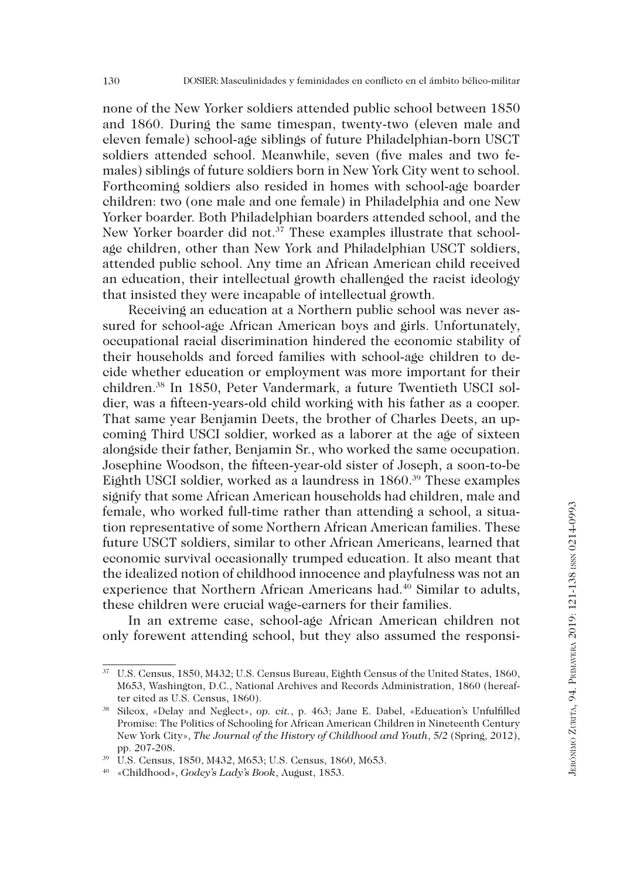none of the New Yorker soldiers attended public school between 1850 and 1860. During the same timespan, twenty-two (eleven male and eleven female) school-age siblings of future Philadelphian-born USCT soldiers attended school. Meanwhile, seven (five males and two females) siblings of future soldiers born in New York City went to school. Forthcoming soldiers also resided in homes with school-age boarder children: two (one male and one female) in Philadelphia and one New Yorker boarder. Both Philadelphian boarders attended school, and the New Yorker boarder did not.[37] These examples illustrate that school-age children, other than New York and Philadelphian USCT soldiers, attended public school. Any time an African American child received an education, their intellectual growth challenged the racist ideology that insisted they were incapable of intellectual growth.

Receiving an education at a Northern public school was never assured for school-age African American boys and girls. Unfortunately, occupational racial discrimination hindered the economic stability of their households and forced families with school-age children to decide whether education or employment was more important for their children.[38] In 1850, Peter Vandermark, a future Twentieth USCI soldier, was a fifteen-years-old child working with his father as a cooper. That same year Benjamin Deets, the brother of Charles Deets, an upcoming Third USCI soldier, worked as a laborer at the age of sixteen alongside their father, Benjamin Sr., who worked the same occupation. Josephine Woodson, the fifteen-year-old sister of Joseph, a soon-to-be Eighth USCI soldier, worked as a laundress in 1860.[39] These examples signify that some African American households had children, male and female, who worked full-time rather than attending a school, a situation representative of some Northern African American families. These future USCT soldiers, similar to other African Americans, learned that economic survival occasionally trumped education. It also meant that the idealized notion of childhood innocence and playfulness was not an experience that Northern African Americans had.[40] Similar to adults, these children were crucial wage-earners for their families.

In an extreme case, school-age African American children not only forewent attending school, but they also assumed the responsi-

---

[37] U.S. Census, 1850, M432; U.S. Census Bureau, Eighth Census of the United States, 1860, M653, Washington, D.C., National Archives and Records Administration, 1860 (hereafter cited as U.S. Census, 1860).

[38] Silcox, «Delay and Neglect», *op. cit.*, p. 463; Jane E. Dabel, «Education's Unfulfilled Promise: The Politics of Schooling for African American Children in Nineteenth Century New York City», *The Journal of the History of Childhood and Youth*, 5/2 (Spring, 2012), pp. 207-208.

[39] U.S. Census, 1850, M432, M653; U.S. Census, 1860, M653.

[40] «Childhood», *Godey's Lady's Book*, August, 1853.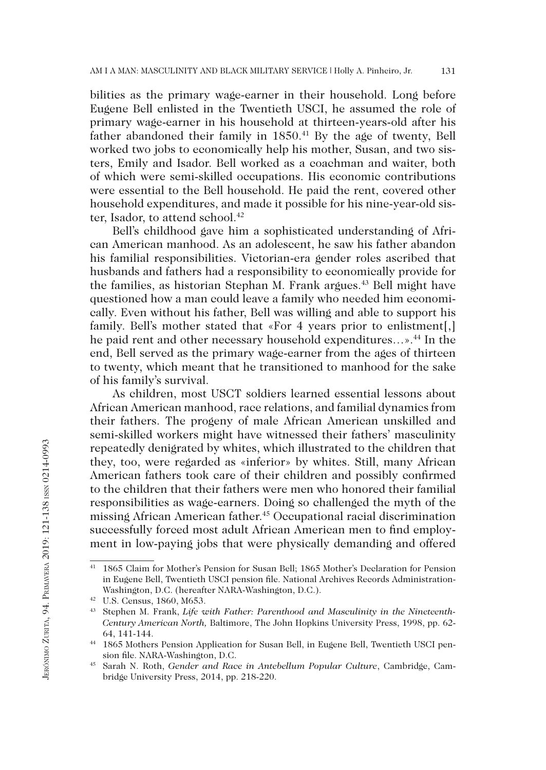bilities as the primary wage-earner in their household. Long before Eugene Bell enlisted in the Twentieth USCI, he assumed the role of primary wage-earner in his household at thirteen-years-old after his father abandoned their family in 1850.[41] By the age of twenty, Bell worked two jobs to economically help his mother, Susan, and two sisters, Emily and Isador. Bell worked as a coachman and waiter, both of which were semi-skilled occupations. His economic contributions were essential to the Bell household. He paid the rent, covered other household expenditures, and made it possible for his nine-year-old sister, Isador, to attend school.[42]

Bell's childhood gave him a sophisticated understanding of African American manhood. As an adolescent, he saw his father abandon his familial responsibilities. Victorian-era gender roles ascribed that husbands and fathers had a responsibility to economically provide for the families, as historian Stephan M. Frank argues.[43] Bell might have questioned how a man could leave a family who needed him economically. Even without his father, Bell was willing and able to support his family. Bell's mother stated that «For 4 years prior to enlistment[,] he paid rent and other necessary household expenditures…».[44] In the end, Bell served as the primary wage-earner from the ages of thirteen to twenty, which meant that he transitioned to manhood for the sake of his family's survival.

As children, most USCT soldiers learned essential lessons about African American manhood, race relations, and familial dynamics from their fathers. The progeny of male African American unskilled and semi-skilled workers might have witnessed their fathers' masculinity repeatedly denigrated by whites, which illustrated to the children that they, too, were regarded as «inferior» by whites. Still, many African American fathers took care of their children and possibly confirmed to the children that their fathers were men who honored their familial responsibilities as wage-earners. Doing so challenged the myth of the missing African American father.[45] Occupational racial discrimination successfully forced most adult African American men to find employment in low-paying jobs that were physically demanding and offered

---

[41] 1865 Claim for Mother's Pension for Susan Bell; 1865 Mother's Declaration for Pension in Eugene Bell, Twentieth USCI pension file. National Archives Records Administration-Washington, D.C. (hereafter NARA-Washington, D.C.).

[42] U.S. Census, 1860, M653.

[43] Stephen M. Frank, *Life with Father: Parenthood and Masculinity in the Nineteenth-Century American North,* Baltimore, The John Hopkins University Press, 1998, pp. 62-64, 141-144.

[44] 1865 Mothers Pension Application for Susan Bell, in Eugene Bell, Twentieth USCI pension file. NARA-Washington, D.C.

[45] Sarah N. Roth, *Gender and Race in Antebellum Popular Culture*, Cambridge, Cambridge University Press, 2014, pp. 218-220.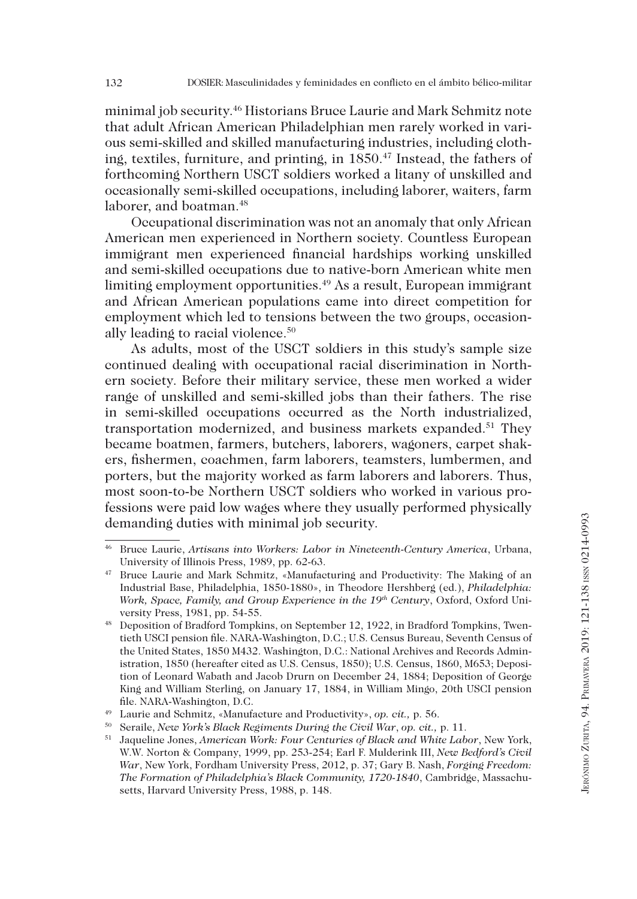minimal job security.[46] Historians Bruce Laurie and Mark Schmitz note that adult African American Philadelphian men rarely worked in various semi-skilled and skilled manufacturing industries, including clothing, textiles, furniture, and printing, in 1850.[47] Instead, the fathers of forthcoming Northern USCT soldiers worked a litany of unskilled and occasionally semi-skilled occupations, including laborer, waiters, farm laborer, and boatman.[48]

Occupational discrimination was not an anomaly that only African American men experienced in Northern society. Countless European immigrant men experienced financial hardships working unskilled and semi-skilled occupations due to native-born American white men limiting employment opportunities.[49] As a result, European immigrant and African American populations came into direct competition for employment which led to tensions between the two groups, occasionally leading to racial violence.[50]

As adults, most of the USCT soldiers in this study's sample size continued dealing with occupational racial discrimination in Northern society. Before their military service, these men worked a wider range of unskilled and semi-skilled jobs than their fathers. The rise in semi-skilled occupations occurred as the North industrialized, transportation modernized, and business markets expanded.[51] They became boatmen, farmers, butchers, laborers, wagoners, carpet shakers, fishermen, coachmen, farm laborers, teamsters, lumbermen, and porters, but the majority worked as farm laborers and laborers. Thus, most soon-to-be Northern USCT soldiers who worked in various professions were paid low wages where they usually performed physically demanding duties with minimal job security.

---

[46] Bruce Laurie, *Artisans into Workers: Labor in Nineteenth-Century America*, Urbana, University of Illinois Press, 1989, pp. 62-63.

[47] Bruce Laurie and Mark Schmitz, «Manufacturing and Productivity: The Making of an Industrial Base, Philadelphia, 1850-1880», in Theodore Hershberg (ed.), *Philadelphia: Work, Space, Family, and Group Experience in the 19th Century*, Oxford, Oxford University Press, 1981, pp. 54-55.

[48] Deposition of Bradford Tompkins, on September 12, 1922, in Bradford Tompkins, Twentieth USCI pension file. NARA-Washington, D.C.; U.S. Census Bureau, Seventh Census of the United States, 1850 M432. Washington, D.C.: National Archives and Records Administration, 1850 (hereafter cited as U.S. Census, 1850); U.S. Census, 1860, M653; Deposition of Leonard Wabath and Jacob Drurn on December 24, 1884; Deposition of George King and William Sterling, on January 17, 1884, in William Mingo, 20th USCI pension file. NARA-Washington, D.C.

[49] Laurie and Schmitz, «Manufacture and Productivity», *op. cit.,* p. 56.

[50] Seraile, *New York's Black Regiments During the Civil War*, *op. cit.,* p. 11.

[51] Jaqueline Jones, *American Work: Four Centuries of Black and White Labor*, New York, W.W. Norton & Company, 1999, pp. 253-254; Earl F. Mulderink III, *New Bedford's Civil War*, New York, Fordham University Press, 2012, p. 37; Gary B. Nash, *Forging Freedom: The Formation of Philadelphia's Black Community, 1720-1840*, Cambridge, Massachusetts, Harvard University Press, 1988, p. 148.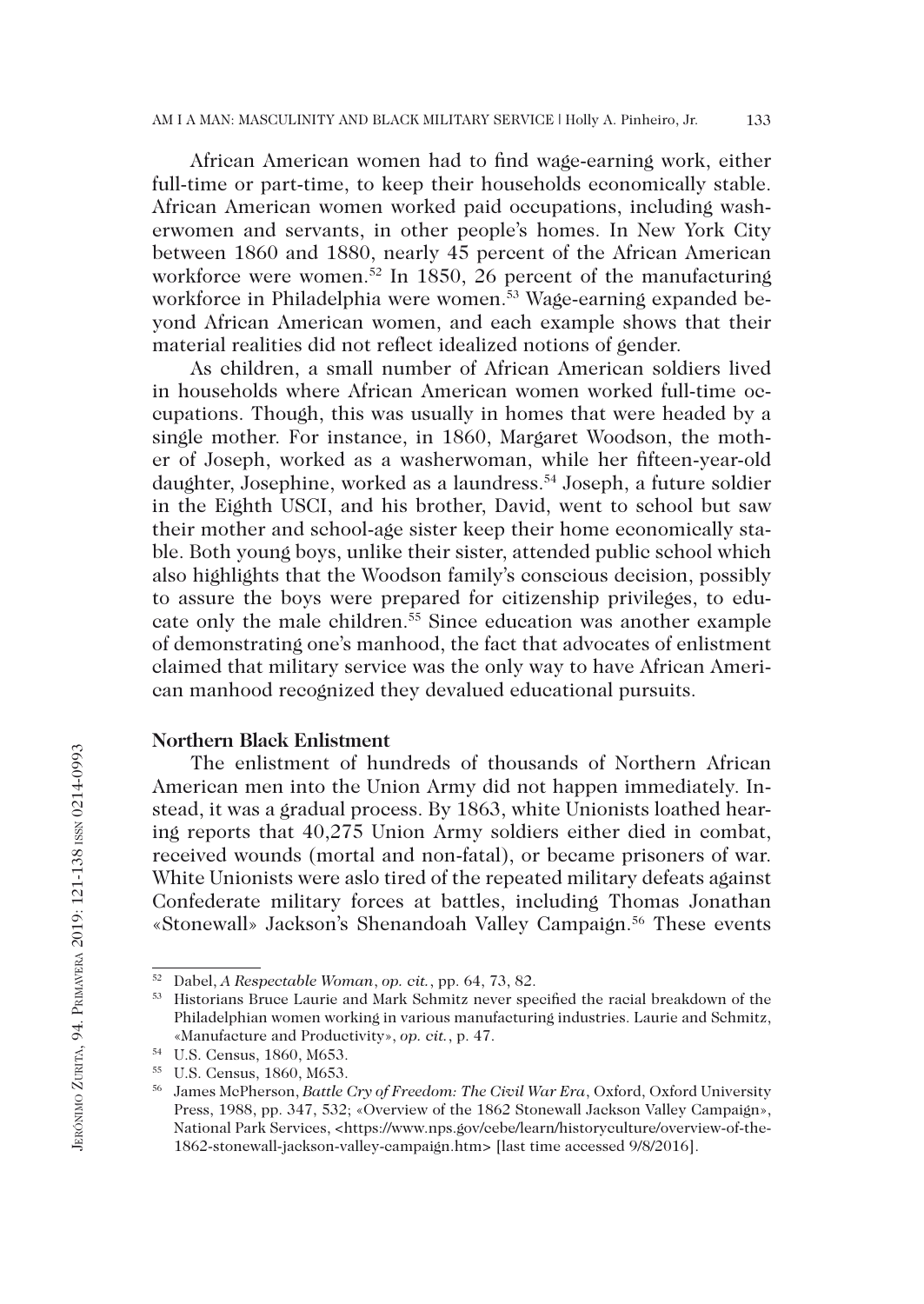African American women had to find wage-earning work, either full-time or part-time, to keep their households economically stable. African American women worked paid occupations, including washerwomen and servants, in other people's homes. In New York City between 1860 and 1880, nearly 45 percent of the African American workforce were women.[52] In 1850, 26 percent of the manufacturing workforce in Philadelphia were women.[53] Wage-earning expanded beyond African American women, and each example shows that their material realities did not reflect idealized notions of gender.

As children, a small number of African American soldiers lived in households where African American women worked full-time occupations. Though, this was usually in homes that were headed by a single mother. For instance, in 1860, Margaret Woodson, the mother of Joseph, worked as a washerwoman, while her fifteen-year-old daughter, Josephine, worked as a laundress.[54] Joseph, a future soldier in the Eighth USCI, and his brother, David, went to school but saw their mother and school-age sister keep their home economically stable. Both young boys, unlike their sister, attended public school which also highlights that the Woodson family's conscious decision, possibly to assure the boys were prepared for citizenship privileges, to educate only the male children.[55] Since education was another example of demonstrating one's manhood, the fact that advocates of enlistment claimed that military service was the only way to have African American manhood recognized they devalued educational pursuits.

**Northern Black Enlistment**

The enlistment of hundreds of thousands of Northern African American men into the Union Army did not happen immediately. Instead, it was a gradual process. By 1863, white Unionists loathed hearing reports that 40,275 Union Army soldiers either died in combat, received wounds (mortal and non-fatal), or became prisoners of war. White Unionists were aslo tired of the repeated military defeats against Confederate military forces at battles, including Thomas Jonathan «Stonewall» Jackson's Shenandoah Valley Campaign.[56] These events

---

[52] Dabel, *A Respectable Woman*, *op. cit.*, pp. 64, 73, 82.

[53] Historians Bruce Laurie and Mark Schmitz never specified the racial breakdown of the Philadelphian women working in various manufacturing industries. Laurie and Schmitz, «Manufacture and Productivity», *op. cit.*, p. 47.

[54] U.S. Census, 1860, M653.

[55] U.S. Census, 1860, M653.

[56] James McPherson, *Battle Cry of Freedom: The Civil War Era*, Oxford, Oxford University Press, 1988, pp. 347, 532; «Overview of the 1862 Stonewall Jackson Valley Campaign», National Park Services, <https://www.nps.gov/cebe/learn/historyculture/overview-of-the-1862-stonewall-jackson-valley-campaign.htm> [last time accessed 9/8/2016].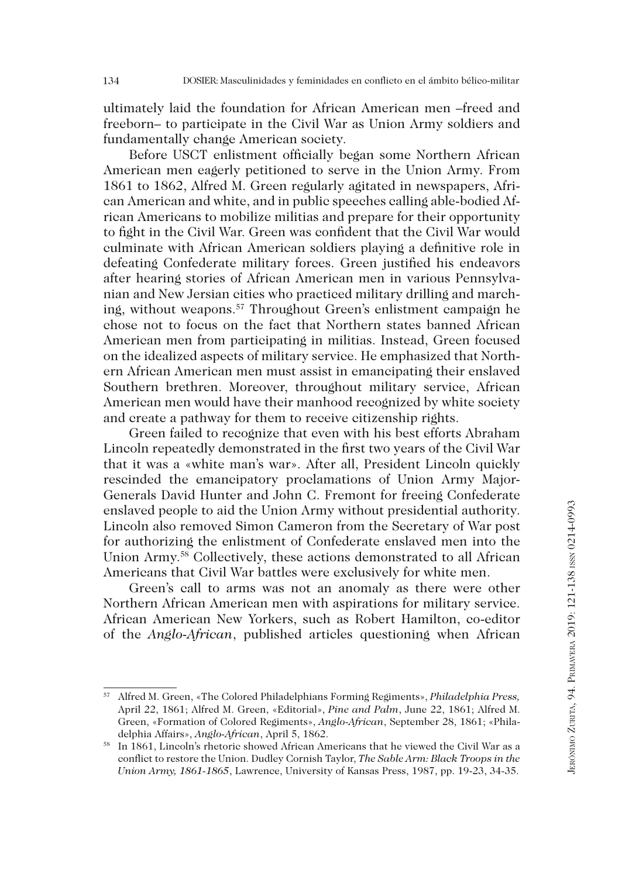ultimately laid the foundation for African American men –freed and freeborn– to participate in the Civil War as Union Army soldiers and fundamentally change American society.

Before USCT enlistment officially began some Northern African American men eagerly petitioned to serve in the Union Army. From 1861 to 1862, Alfred M. Green regularly agitated in newspapers, African American and white, and in public speeches calling able-bodied African Americans to mobilize militias and prepare for their opportunity to fight in the Civil War. Green was confident that the Civil War would culminate with African American soldiers playing a definitive role in defeating Confederate military forces. Green justified his endeavors after hearing stories of African American men in various Pennsylvanian and New Jersian cities who practiced military drilling and marching, without weapons.[57] Throughout Green's enlistment campaign he chose not to focus on the fact that Northern states banned African American men from participating in militias. Instead, Green focused on the idealized aspects of military service. He emphasized that Northern African American men must assist in emancipating their enslaved Southern brethren. Moreover, throughout military service, African American men would have their manhood recognized by white society and create a pathway for them to receive citizenship rights.

Green failed to recognize that even with his best efforts Abraham Lincoln repeatedly demonstrated in the first two years of the Civil War that it was a «white man's war». After all, President Lincoln quickly rescinded the emancipatory proclamations of Union Army Major-Generals David Hunter and John C. Fremont for freeing Confederate enslaved people to aid the Union Army without presidential authority. Lincoln also removed Simon Cameron from the Secretary of War post for authorizing the enlistment of Confederate enslaved men into the Union Army.[58] Collectively, these actions demonstrated to all African Americans that Civil War battles were exclusively for white men.

Green's call to arms was not an anomaly as there were other Northern African American men with aspirations for military service. African American New Yorkers, such as Robert Hamilton, co-editor of the *Anglo-African*, published articles questioning when African

---

[57] Alfred M. Green, «The Colored Philadelphians Forming Regiments», *Philadelphia Press,* April 22, 1861; Alfred M. Green, «Editorial», *Pine and Palm*, June 22, 1861; Alfred M. Green, «Formation of Colored Regiments», *Anglo-African*, September 28, 1861; «Philadelphia Affairs», *Anglo-African*, April 5, 1862.

[58] In 1861, Lincoln's rhetoric showed African Americans that he viewed the Civil War as a conflict to restore the Union. Dudley Cornish Taylor, *The Sable Arm: Black Troops in the Union Army, 1861-1865*, Lawrence, University of Kansas Press, 1987, pp. 19-23, 34-35.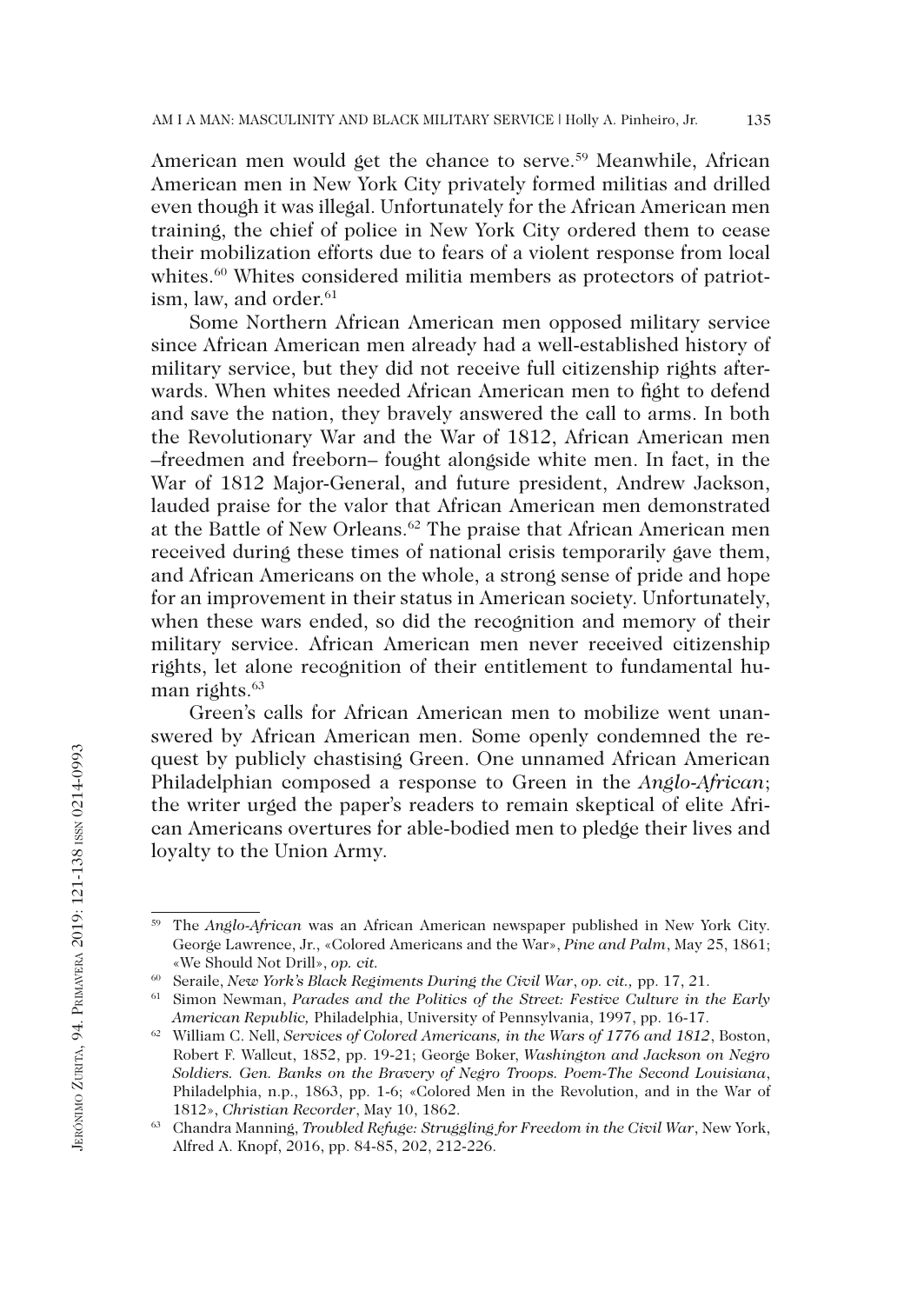American men would get the chance to serve.[59] Meanwhile, African American men in New York City privately formed militias and drilled even though it was illegal. Unfortunately for the African American men training, the chief of police in New York City ordered them to cease their mobilization efforts due to fears of a violent response from local whites.[60] Whites considered militia members as protectors of patriotism, law, and order.[61]

Some Northern African American men opposed military service since African American men already had a well-established history of military service, but they did not receive full citizenship rights afterwards. When whites needed African American men to fight to defend and save the nation, they bravely answered the call to arms. In both the Revolutionary War and the War of 1812, African American men –freedmen and freeborn– fought alongside white men. In fact, in the War of 1812 Major-General, and future president, Andrew Jackson, lauded praise for the valor that African American men demonstrated at the Battle of New Orleans.[62] The praise that African American men received during these times of national crisis temporarily gave them, and African Americans on the whole, a strong sense of pride and hope for an improvement in their status in American society. Unfortunately, when these wars ended, so did the recognition and memory of their military service. African American men never received citizenship rights, let alone recognition of their entitlement to fundamental human rights.[63]

Green's calls for African American men to mobilize went unanswered by African American men. Some openly condemned the request by publicly chastising Green. One unnamed African American Philadelphian composed a response to Green in the *Anglo-African*; the writer urged the paper's readers to remain skeptical of elite African Americans overtures for able-bodied men to pledge their lives and loyalty to the Union Army.

---

[59] The *Anglo-African* was an African American newspaper published in New York City. George Lawrence, Jr., «Colored Americans and the War», *Pine and Palm*, May 25, 1861; «We Should Not Drill», *op. cit.*

[60] Seraile, *New York's Black Regiments During the Civil War*, *op. cit.*, pp. 17, 21.

[61] Simon Newman, *Parades and the Politics of the Street: Festive Culture in the Early American Republic,* Philadelphia, University of Pennsylvania, 1997, pp. 16-17.

[62] William C. Nell, *Services of Colored Americans, in the Wars of 1776 and 1812*, Boston, Robert F. Wallcut, 1852, pp. 19-21; George Boker, *Washington and Jackson on Negro Soldiers. Gen. Banks on the Bravery of Negro Troops. Poem-The Second Louisiana*, Philadelphia, n.p., 1863, pp. 1-6; «Colored Men in the Revolution, and in the War of 1812», *Christian Recorder*, May 10, 1862.

[63] Chandra Manning, *Troubled Refuge: Struggling for Freedom in the Civil War*, New York, Alfred A. Knopf, 2016, pp. 84-85, 202, 212-226.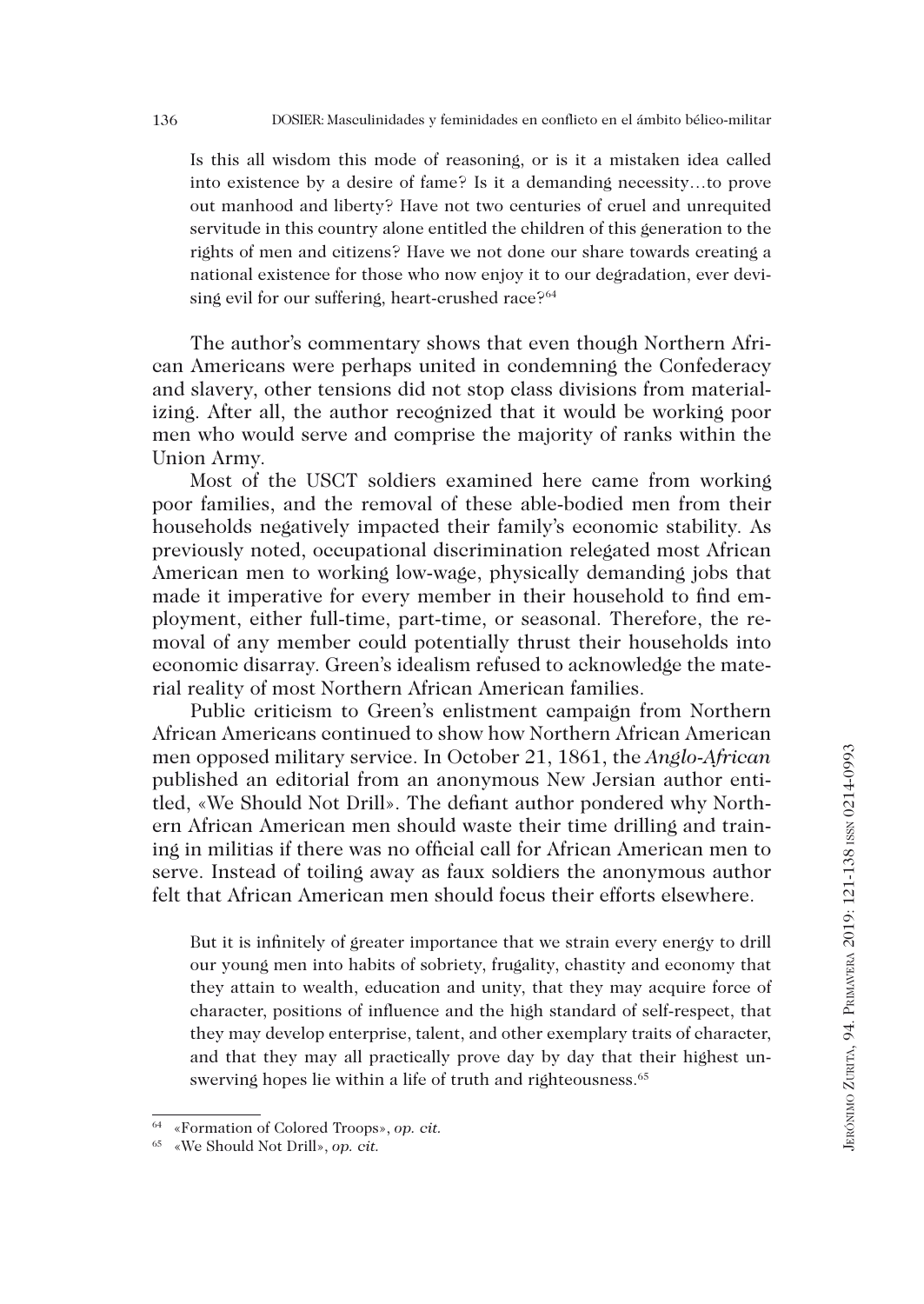> Is this all wisdom this mode of reasoning, or is it a mistaken idea called into existence by a desire of fame? Is it a demanding necessity…to prove out manhood and liberty? Have not two centuries of cruel and unrequited servitude in this country alone entitled the children of this generation to the rights of men and citizens? Have we not done our share towards creating a national existence for those who now enjoy it to our degradation, ever devising evil for our suffering, heart-crushed race?[64]

The author's commentary shows that even though Northern African Americans were perhaps united in condemning the Confederacy and slavery, other tensions did not stop class divisions from materializing. After all, the author recognized that it would be working poor men who would serve and comprise the majority of ranks within the Union Army.

Most of the USCT soldiers examined here came from working poor families, and the removal of these able-bodied men from their households negatively impacted their family's economic stability. As previously noted, occupational discrimination relegated most African American men to working low-wage, physically demanding jobs that made it imperative for every member in their household to find employment, either full-time, part-time, or seasonal. Therefore, the removal of any member could potentially thrust their households into economic disarray. Green's idealism refused to acknowledge the material reality of most Northern African American families.

Public criticism to Green's enlistment campaign from Northern African Americans continued to show how Northern African American men opposed military service. In October 21, 1861, the *Anglo-African* published an editorial from an anonymous New Jersian author entitled, «We Should Not Drill». The defiant author pondered why Northern African American men should waste their time drilling and training in militias if there was no official call for African American men to serve. Instead of toiling away as faux soldiers the anonymous author felt that African American men should focus their efforts elsewhere.

> But it is infinitely of greater importance that we strain every energy to drill our young men into habits of sobriety, frugality, chastity and economy that they attain to wealth, education and unity, that they may acquire force of character, positions of influence and the high standard of self-respect, that they may develop enterprise, talent, and other exemplary traits of character, and that they may all practically prove day by day that their highest unswerving hopes lie within a life of truth and righteousness.[65]

---

[64] «Formation of Colored Troops», *op. cit.*

[65] «We Should Not Drill», *op. cit.*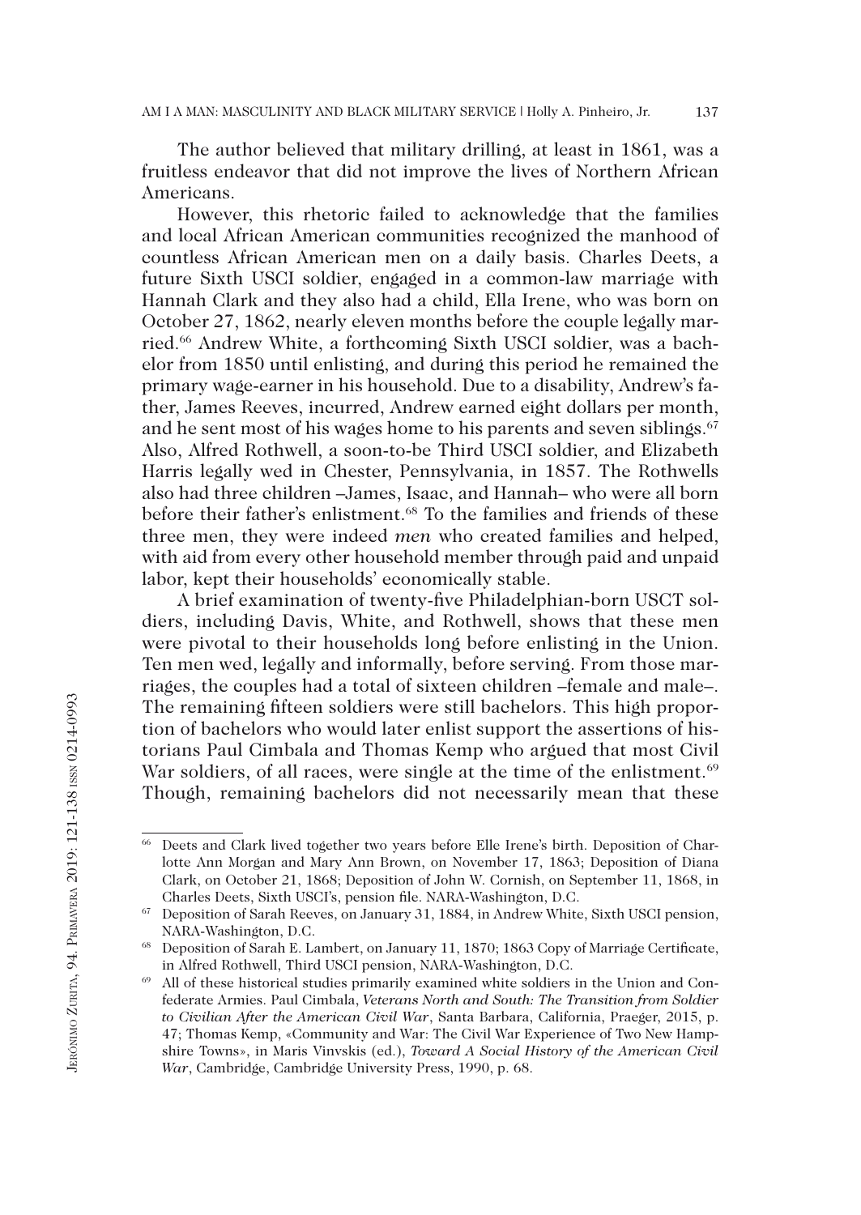The author believed that military drilling, at least in 1861, was a fruitless endeavor that did not improve the lives of Northern African Americans.

However, this rhetoric failed to acknowledge that the families and local African American communities recognized the manhood of countless African American men on a daily basis. Charles Deets, a future Sixth USCI soldier, engaged in a common-law marriage with Hannah Clark and they also had a child, Ella Irene, who was born on October 27, 1862, nearly eleven months before the couple legally married.[66] Andrew White, a forthcoming Sixth USCI soldier, was a bachelor from 1850 until enlisting, and during this period he remained the primary wage-earner in his household. Due to a disability, Andrew's father, James Reeves, incurred, Andrew earned eight dollars per month, and he sent most of his wages home to his parents and seven siblings.[67] Also, Alfred Rothwell, a soon-to-be Third USCI soldier, and Elizabeth Harris legally wed in Chester, Pennsylvania, in 1857. The Rothwells also had three children –James, Isaac, and Hannah– who were all born before their father's enlistment.[68] To the families and friends of these three men, they were indeed *men* who created families and helped, with aid from every other household member through paid and unpaid labor, kept their households' economically stable.

A brief examination of twenty-five Philadelphian-born USCT soldiers, including Davis, White, and Rothwell, shows that these men were pivotal to their households long before enlisting in the Union. Ten men wed, legally and informally, before serving. From those marriages, the couples had a total of sixteen children –female and male–. The remaining fifteen soldiers were still bachelors. This high proportion of bachelors who would later enlist support the assertions of historians Paul Cimbala and Thomas Kemp who argued that most Civil War soldiers, of all races, were single at the time of the enlistment.[69] Though, remaining bachelors did not necessarily mean that these

---

[66] Deets and Clark lived together two years before Elle Irene's birth. Deposition of Charlotte Ann Morgan and Mary Ann Brown, on November 17, 1863; Deposition of Diana Clark, on October 21, 1868; Deposition of John W. Cornish, on September 11, 1868, in Charles Deets, Sixth USCI's, pension file. NARA-Washington, D.C.

[67] Deposition of Sarah Reeves, on January 31, 1884, in Andrew White, Sixth USCI pension, NARA-Washington, D.C.

[68] Deposition of Sarah E. Lambert, on January 11, 1870; 1863 Copy of Marriage Certificate, in Alfred Rothwell, Third USCI pension, NARA-Washington, D.C.

[69] All of these historical studies primarily examined white soldiers in the Union and Confederate Armies. Paul Cimbala, *Veterans North and South: The Transition from Soldier to Civilian After the American Civil War*, Santa Barbara, California, Praeger, 2015, p. 47; Thomas Kemp, «Community and War: The Civil War Experience of Two New Hampshire Towns», in Maris Vinvskis (ed.), *Toward A Social History of the American Civil War*, Cambridge, Cambridge University Press, 1990, p. 68.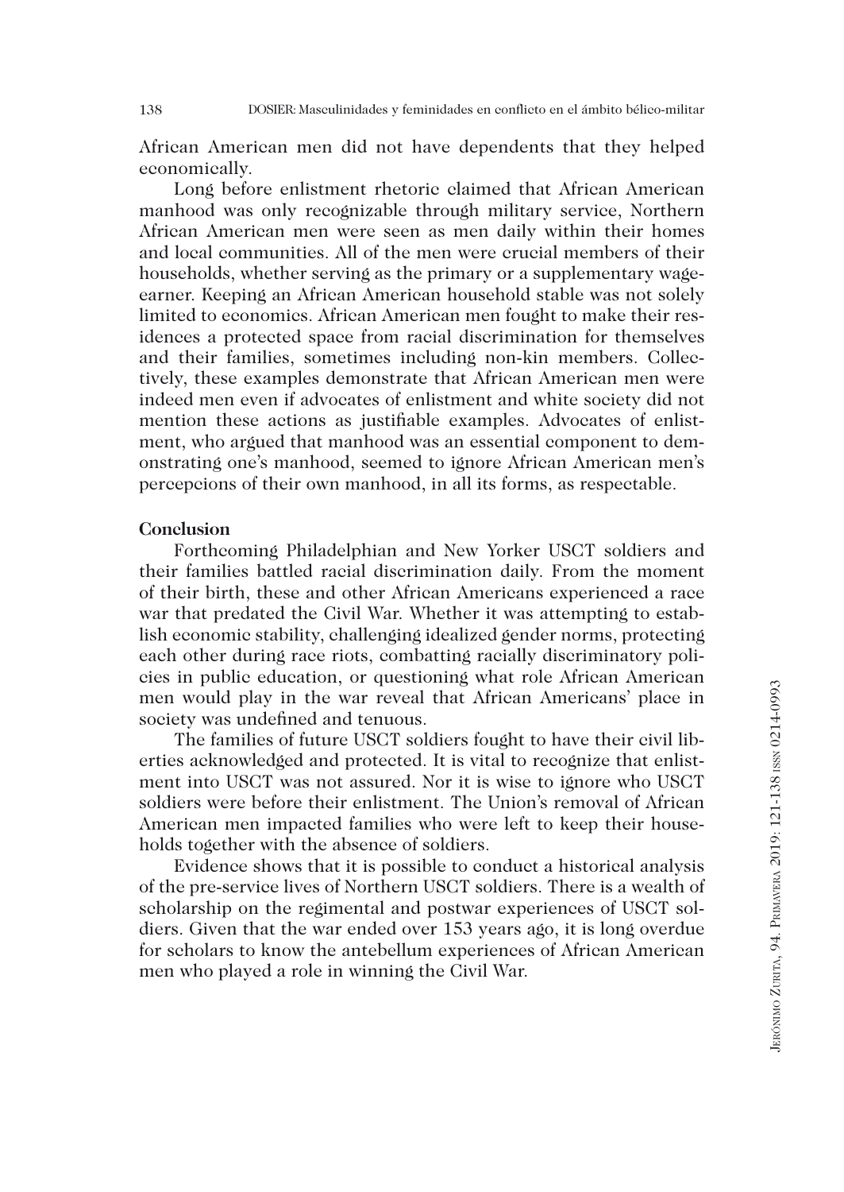African American men did not have dependents that they helped economically.

Long before enlistment rhetoric claimed that African American manhood was only recognizable through military service, Northern African American men were seen as men daily within their homes and local communities. All of the men were crucial members of their households, whether serving as the primary or a supplementary wage-earner. Keeping an African American household stable was not solely limited to economics. African American men fought to make their residences a protected space from racial discrimination for themselves and their families, sometimes including non-kin members. Collectively, these examples demonstrate that African American men were indeed men even if advocates of enlistment and white society did not mention these actions as justifiable examples. Advocates of enlistment, who argued that manhood was an essential component to demonstrating one's manhood, seemed to ignore African American men's percepcions of their own manhood, in all its forms, as respectable.

**Conclusion**

Forthcoming Philadelphian and New Yorker USCT soldiers and their families battled racial discrimination daily. From the moment of their birth, these and other African Americans experienced a race war that predated the Civil War. Whether it was attempting to establish economic stability, challenging idealized gender norms, protecting each other during race riots, combatting racially discriminatory policies in public education, or questioning what role African American men would play in the war reveal that African Americans' place in society was undefined and tenuous.

The families of future USCT soldiers fought to have their civil liberties acknowledged and protected. It is vital to recognize that enlistment into USCT was not assured. Nor it is wise to ignore who USCT soldiers were before their enlistment. The Union's removal of African American men impacted families who were left to keep their households together with the absence of soldiers.

Evidence shows that it is possible to conduct a historical analysis of the pre-service lives of Northern USCT soldiers. There is a wealth of scholarship on the regimental and postwar experiences of USCT soldiers. Given that the war ended over 153 years ago, it is long overdue for scholars to know the antebellum experiences of African American men who played a role in winning the Civil War.